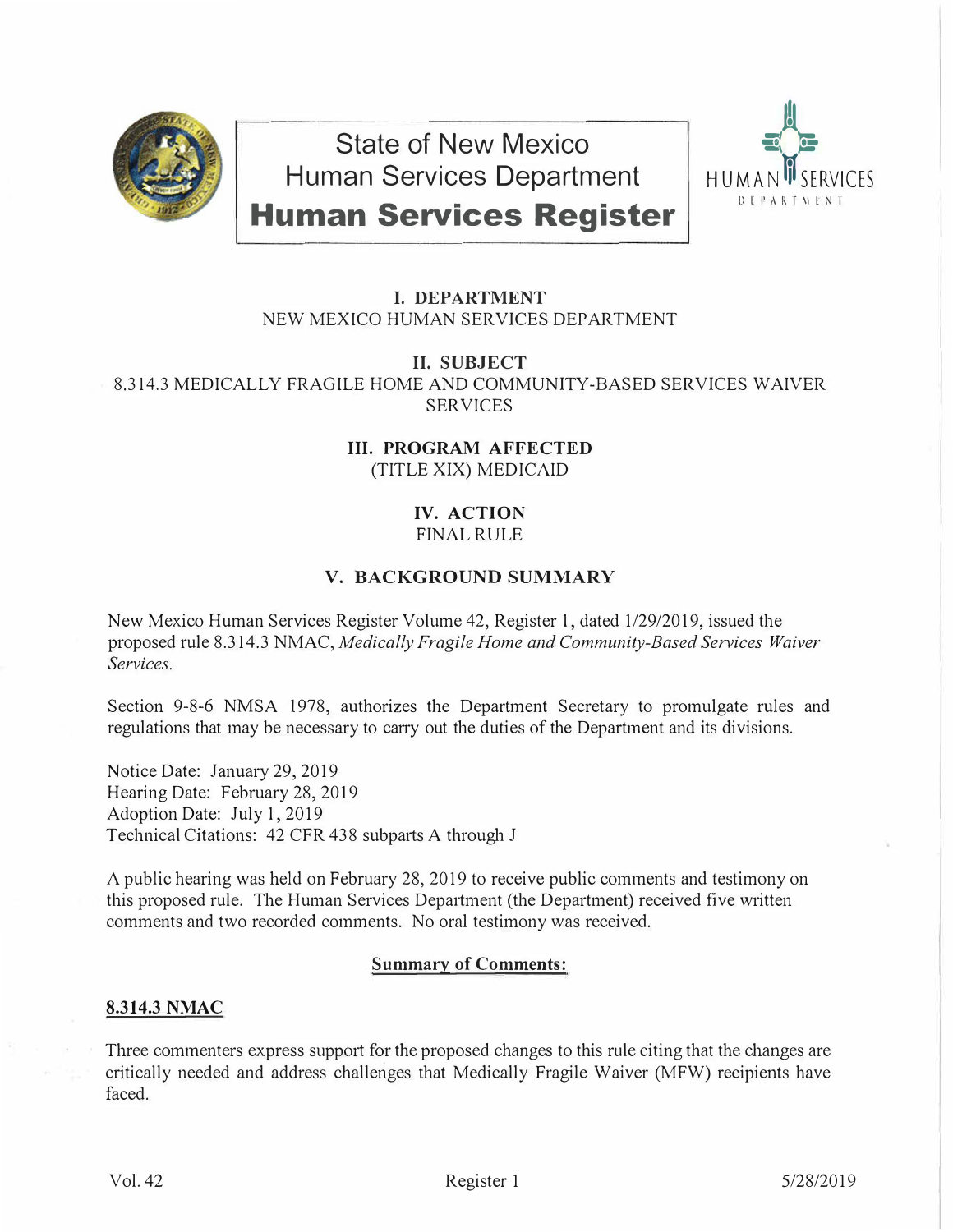# State of New Mexico Human Services Department
# Human Services Register

## I. DEPARTMENT
NEW MEXICO HUMAN SERVICES DEPARTMENT

## II. SUBJECT
8.314.3 MEDICALLY FRAGILE HOME AND COMMUNITY-BASED SERVICES WAIVER SERVICES

## III. PROGRAM AFFECTED
(TITLE XIX) MEDICAID

## IV. ACTION
FINAL RULE

## V. BACKGROUND SUMMARY

New Mexico Human Services Register Volume 42, Register 1, dated 1/29/2019, issued the proposed rule 8.314.3 NMAC, *Medically Fragile Home and Community-Based Services Waiver Services.*

Section 9-8-6 NMSA 1978, authorizes the Department Secretary to promulgate rules and regulations that may be necessary to carry out the duties of the Department and its divisions.

Notice Date: January 29, 2019
Hearing Date: February 28, 2019
Adoption Date: July 1, 2019
Technical Citations: 42 CFR 438 subparts A through J

A public hearing was held on February 28, 2019 to receive public comments and testimony on this proposed rule. The Human Services Department (the Department) received five written comments and two recorded comments. No oral testimony was received.

**Summary of Comments:**

**8.314.3 NMAC**

Three commenters express support for the proposed changes to this rule citing that the changes are critically needed and address challenges that Medically Fragile Waiver (MFW) recipients have faced.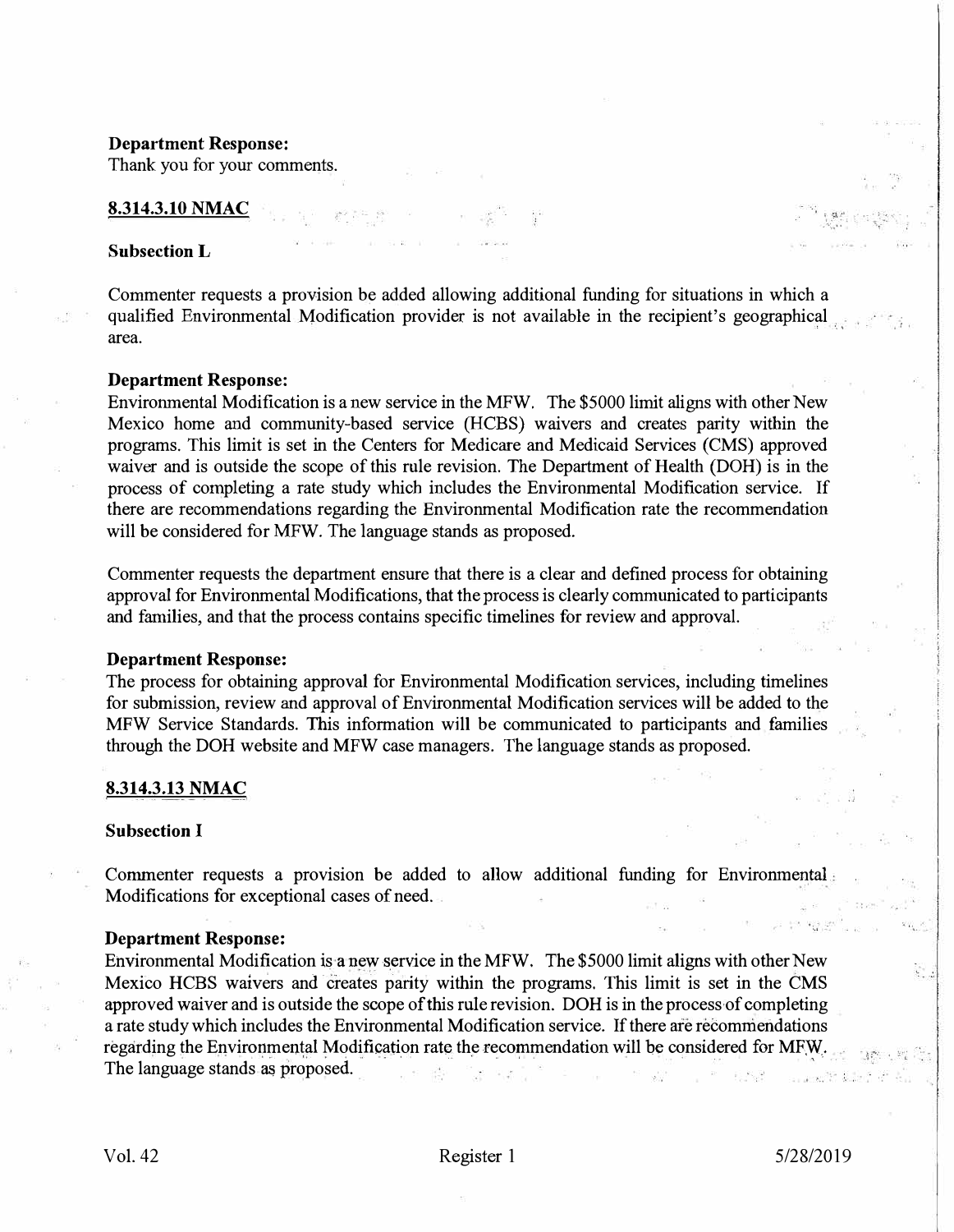**Department Response:**
Thank you for your comments.

## 8.314.3.10 NMAC

**Subsection L**

Commenter requests a provision be added allowing additional funding for situations in which a qualified Environmental Modification provider is not available in the recipient's geographical area.

**Department Response:**
Environmental Modification is a new service in the MFW. The $5000 limit aligns with other New Mexico home and community-based service (HCBS) waivers and creates parity within the programs. This limit is set in the Centers for Medicare and Medicaid Services (CMS) approved waiver and is outside the scope of this rule revision. The Department of Health (DOH) is in the process of completing a rate study which includes the Environmental Modification service. If there are recommendations regarding the Environmental Modification rate the recommendation will be considered for MFW. The language stands as proposed.

Commenter requests the department ensure that there is a clear and defined process for obtaining approval for Environmental Modifications, that the process is clearly communicated to participants and families, and that the process contains specific timelines for review and approval.

**Department Response:**
The process for obtaining approval for Environmental Modification services, including timelines for submission, review and approval of Environmental Modification services will be added to the MFW Service Standards. This information will be communicated to participants and families through the DOH website and MFW case managers. The language stands as proposed.

## 8.314.3.13 NMAC

**Subsection I**

Commenter requests a provision be added to allow additional funding for Environmental Modifications for exceptional cases of need.

**Department Response:**
Environmental Modification is a new service in the MFW. The $5000 limit aligns with other New Mexico HCBS waivers and creates parity within the programs. This limit is set in the CMS approved waiver and is outside the scope of this rule revision. DOH is in the process of completing a rate study which includes the Environmental Modification service. If there are recommendations regarding the Environmental Modification rate the recommendation will be considered for MFW. The language stands as proposed.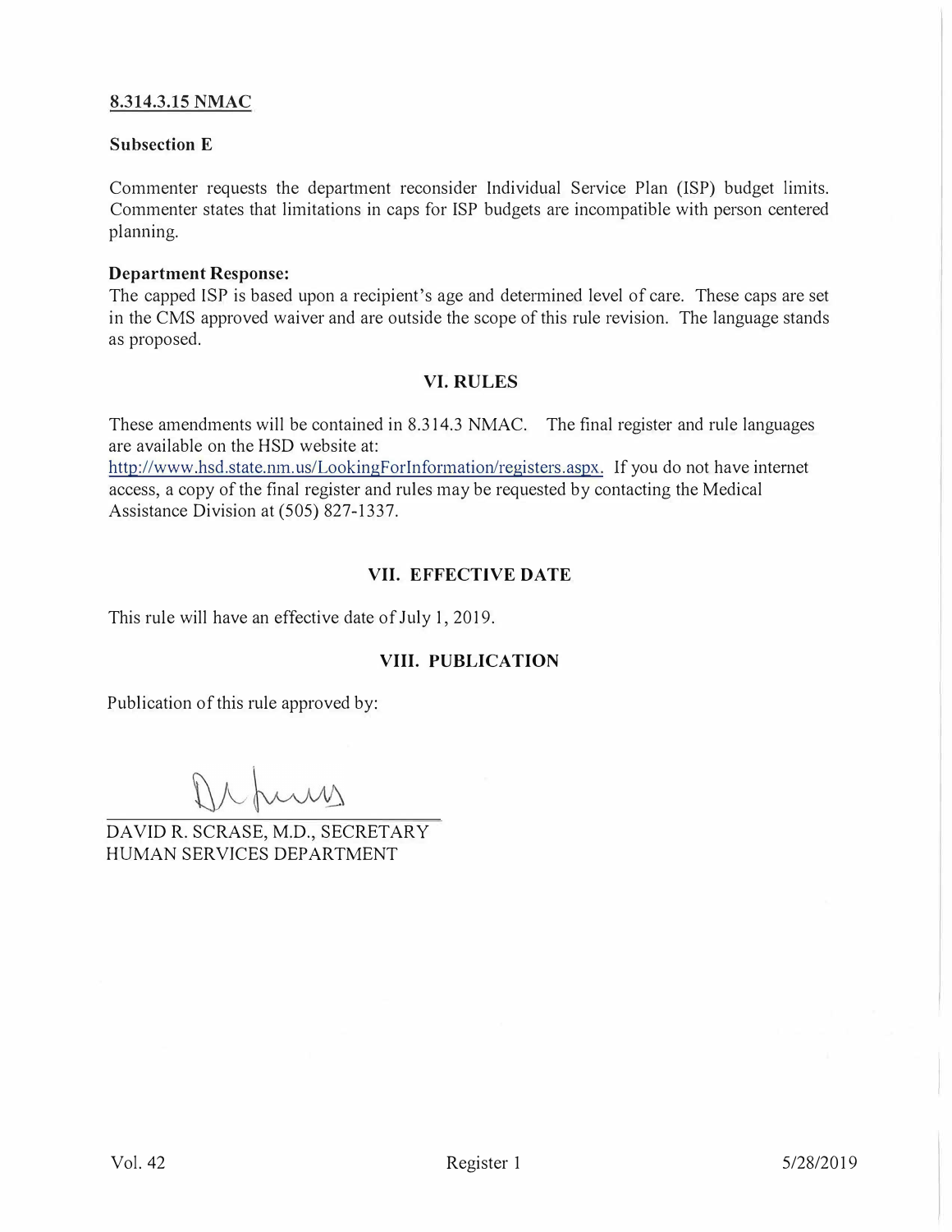**8.314.3.15 NMAC**

**Subsection E**

Commenter requests the department reconsider Individual Service Plan (ISP) budget limits. Commenter states that limitations in caps for ISP budgets are incompatible with person centered planning.

**Department Response:**
The capped ISP is based upon a recipient's age and determined level of care. These caps are set in the CMS approved waiver and are outside the scope of this rule revision. The language stands as proposed.

## VI. RULES

These amendments will be contained in 8.314.3 NMAC. The final register and rule languages are available on the HSD website at: http://www.hsd.state.nm.us/LookingForInformation/registers.aspx. If you do not have internet access, a copy of the final register and rules may be requested by contacting the Medical Assistance Division at (505) 827-1337.

## VII. EFFECTIVE DATE

This rule will have an effective date of July 1, 2019.

## VIII. PUBLICATION

Publication of this rule approved by:

DAVID R. SCRASE, M.D., SECRETARY
HUMAN SERVICES DEPARTMENT